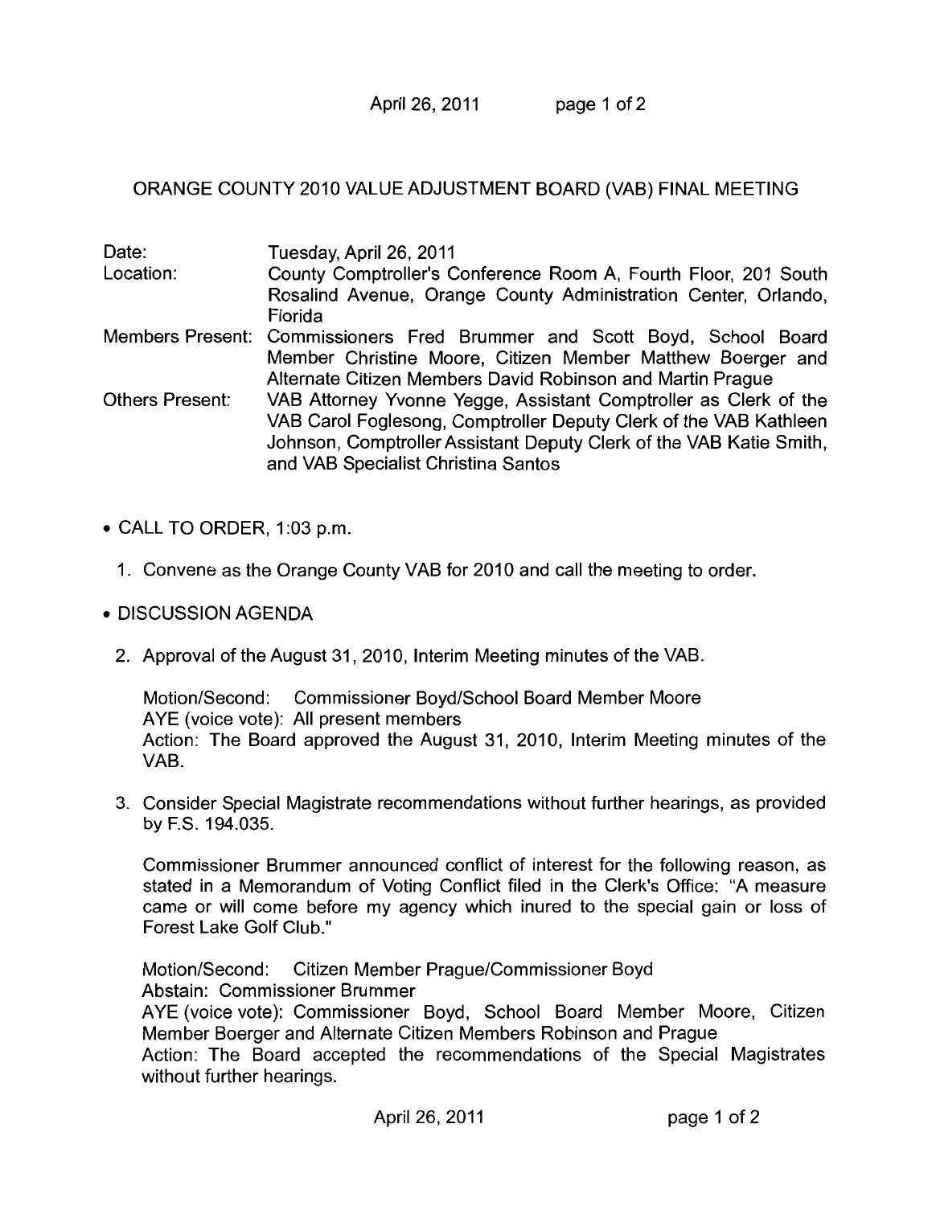# ORANGE COUNTY 2010 VALUE ADJUSTMENT BOARD (VAB) FINAL MEETING

Date: Tuesday, April 26, 2011

Location: County Comptroller's Conference Room A, Fourth Floor, 201 South Rosalind Avenue, Orange County Administration Center, Orlando, Florida

Members Present: Commissioners Fred Brummer and Scott Boyd, School Board Member Christine Moore, Citizen Member Matthew Boerger and Alternate Citizen Members David Robinson and Martin Prague

Others Present: VAB Attorney Yvonne Yegge, Assistant Comptroller as Clerk of the VAB Carol Foglesong, Comptroller Deputy Clerk of the VAB Kathleen Johnson, Comptroller Assistant Deputy Clerk of the VAB Katie Smith, and VAB Specialist Christina Santos

- CALL TO ORDER, 1:03 p.m.

  1. Convene as the Orange County VAB for 2010 and call the meeting to order.

- DISCUSSION AGENDA

  2. Approval of the August 31, 2010, Interim Meeting minutes of the VAB.

     Motion/Second: Commissioner Boyd/School Board Member Moore
     AYE (voice vote): All present members
     Action: The Board approved the August 31, 2010, Interim Meeting minutes of the VAB.

  3. Consider Special Magistrate recommendations without further hearings, as provided by F.S. 194.035.

     Commissioner Brummer announced conflict of interest for the following reason, as stated in a Memorandum of Voting Conflict filed in the Clerk's Office: "A measure came or will come before my agency which inured to the special gain or loss of Forest Lake Golf Club."

     Motion/Second: Citizen Member Prague/Commissioner Boyd
     Abstain: Commissioner Brummer
     AYE (voice vote): Commissioner Boyd, School Board Member Moore, Citizen Member Boerger and Alternate Citizen Members Robinson and Prague
     Action: The Board accepted the recommendations of the Special Magistrates without further hearings.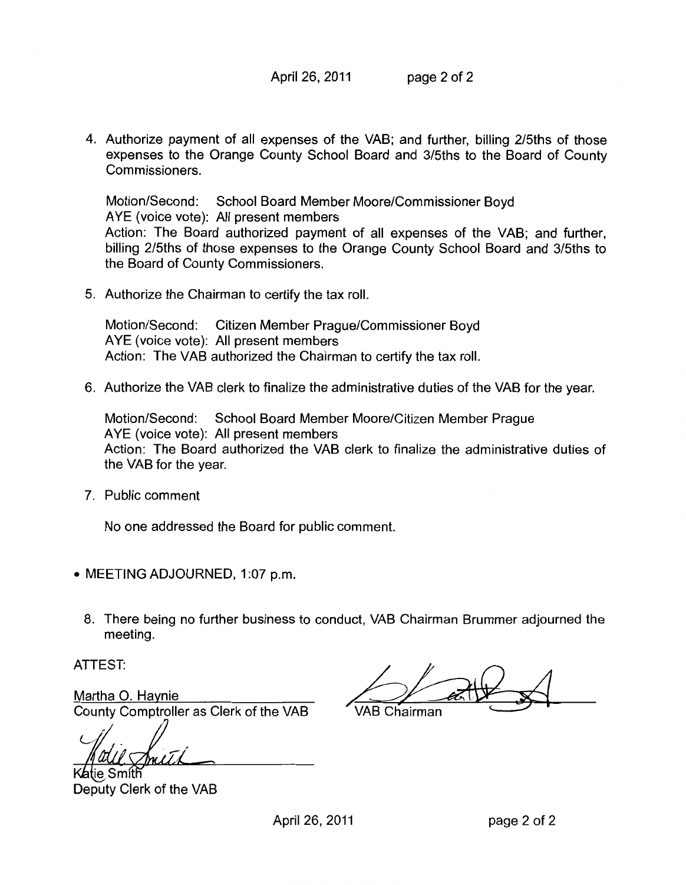4. Authorize payment of all expenses of the VAB; and further, billing 2/5ths of those expenses to the Orange County School Board and 3/5ths to the Board of County Commissioners.

   Motion/Second: School Board Member Moore/Commissioner Boyd
   AYE (voice vote): All present members
   Action: The Board authorized payment of all expenses of the VAB; and further, billing 2/5ths of those expenses to the Orange County School Board and 3/5ths to the Board of County Commissioners.

5. Authorize the Chairman to certify the tax roll.

   Motion/Second: Citizen Member Prague/Commissioner Boyd
   AYE (voice vote): All present members
   Action: The VAB authorized the Chairman to certify the tax roll.

6. Authorize the VAB clerk to finalize the administrative duties of the VAB for the year.

   Motion/Second: School Board Member Moore/Citizen Member Prague
   AYE (voice vote): All present members
   Action: The Board authorized the VAB clerk to finalize the administrative duties of the VAB for the year.

7. Public comment

   No one addressed the Board for public comment.

- MEETING ADJOURNED, 1:07 p.m.

8. There being no further business to conduct, VAB Chairman Brummer adjourned the meeting.

ATTEST:

Martha O. Haynie
County Comptroller as Clerk of the VAB

Katie Smith
Deputy Clerk of the VAB

VAB Chairman